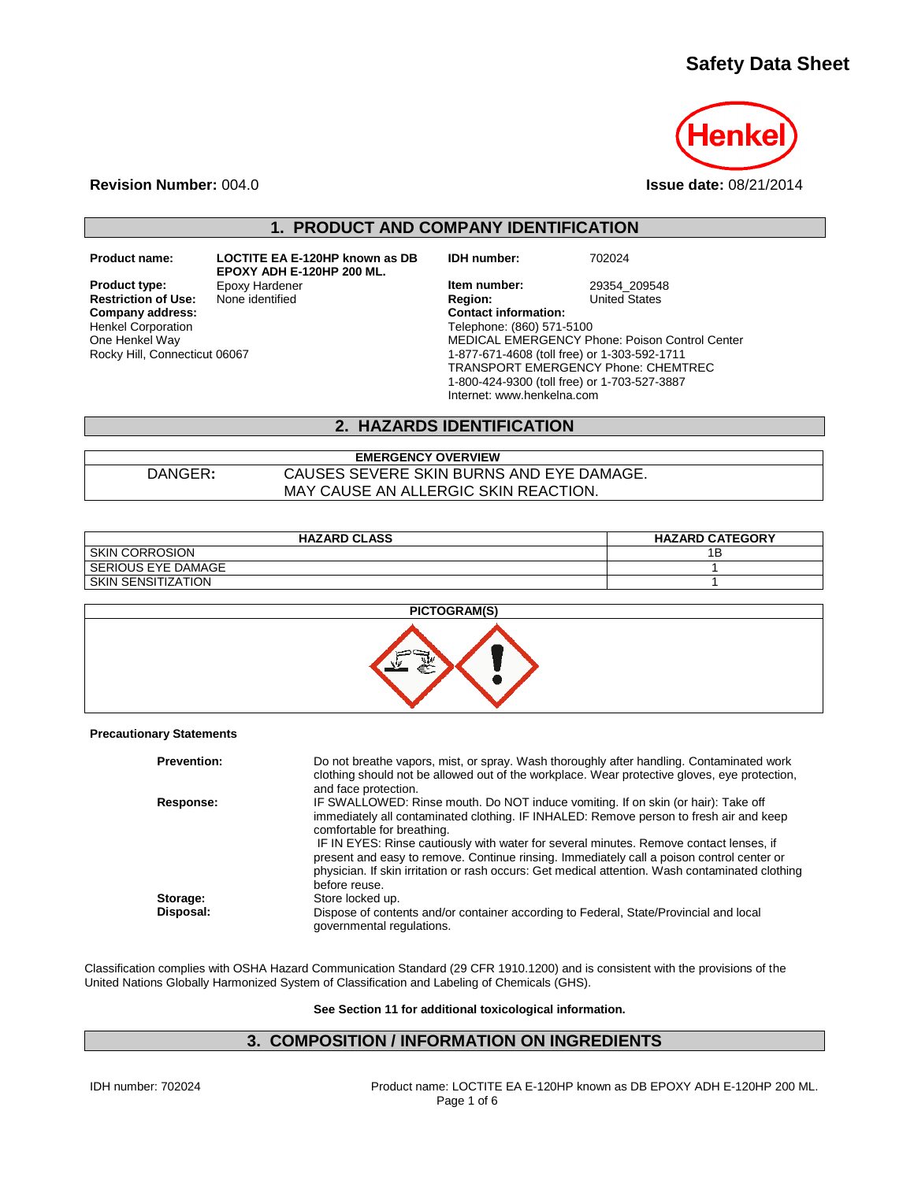# Safety Data Sheet

**Revision Number:** 004.0

**Issue date:** 08/21/2014

## 1. PRODUCT AND COMPANY IDENTIFICATION

**Product name:** LOCTITE EA E-120HP known as DB EPOXY ADH E-120HP 200 ML.

**Product type:** Epoxy Hardener

**Restriction of Use:** None identified

**Company address:**
Henkel Corporation
One Henkel Way
Rocky Hill, Connecticut 06067

**IDH number:** 702024

**Item number:** 29354_209548

**Region:** United States

**Contact information:**
Telephone: (860) 571-5100
MEDICAL EMERGENCY Phone: Poison Control Center
1-877-671-4608 (toll free) or 1-303-592-1711
TRANSPORT EMERGENCY Phone: CHEMTREC
1-800-424-9300 (toll free) or 1-703-527-3887
Internet: www.henkelna.com

## 2. HAZARDS IDENTIFICATION

| EMERGENCY OVERVIEW | |
|---|---|
| DANGER: | CAUSES SEVERE SKIN BURNS AND EYE DAMAGE. MAY CAUSE AN ALLERGIC SKIN REACTION. |

| HAZARD CLASS | HAZARD CATEGORY |
|---|---|
| SKIN CORROSION | 1B |
| SERIOUS EYE DAMAGE | 1 |
| SKIN SENSITIZATION | 1 |

**PICTOGRAM(S)**

**Precautionary Statements**

**Prevention:** Do not breathe vapors, mist, or spray. Wash thoroughly after handling. Contaminated work clothing should not be allowed out of the workplace. Wear protective gloves, eye protection, and face protection.

**Response:** IF SWALLOWED: Rinse mouth. Do NOT induce vomiting. If on skin (or hair): Take off immediately all contaminated clothing. IF INHALED: Remove person to fresh air and keep comfortable for breathing.
IF IN EYES: Rinse cautiously with water for several minutes. Remove contact lenses, if present and easy to remove. Continue rinsing. Immediately call a poison control center or physician. If skin irritation or rash occurs: Get medical attention. Wash contaminated clothing before reuse.

**Storage:** Store locked up.

**Disposal:** Dispose of contents and/or container according to Federal, State/Provincial and local governmental regulations.

Classification complies with OSHA Hazard Communication Standard (29 CFR 1910.1200) and is consistent with the provisions of the United Nations Globally Harmonized System of Classification and Labeling of Chemicals (GHS).

**See Section 11 for additional toxicological information.**

## 3. COMPOSITION / INFORMATION ON INGREDIENTS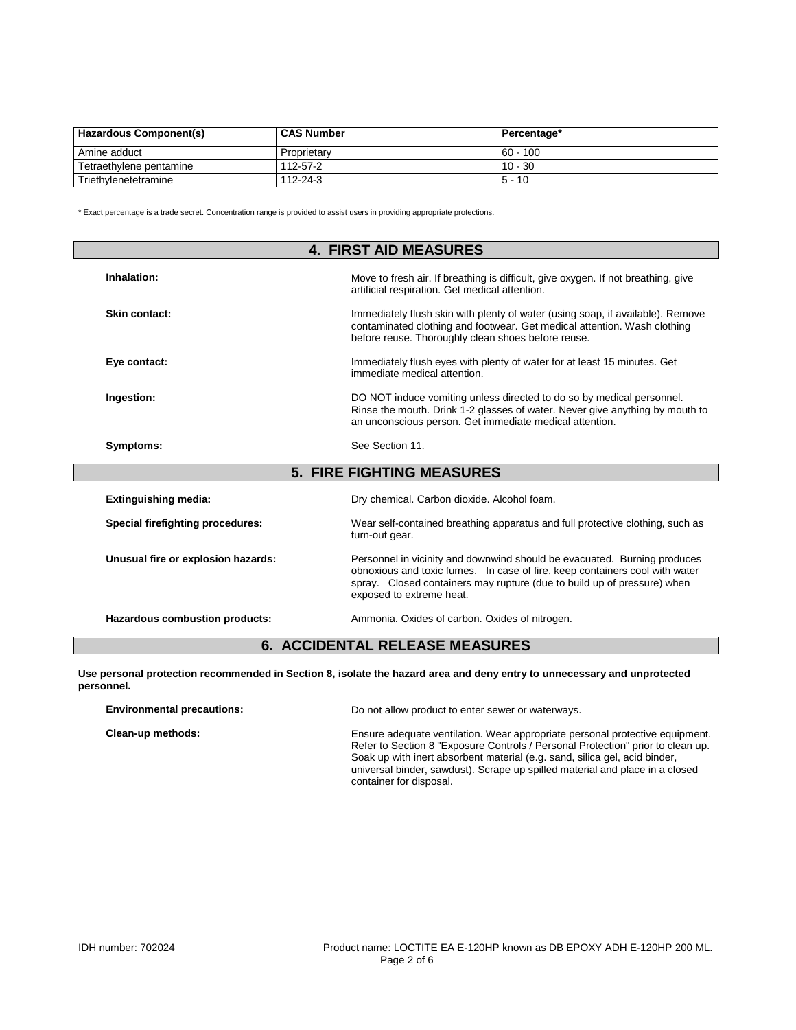| Hazardous Component(s) | CAS Number | Percentage* |
| --- | --- | --- |
| Amine adduct | Proprietary | 60 - 100 |
| Tetraethylene pentamine | 112-57-2 | 10 - 30 |
| Triethylenetetramine | 112-24-3 | 5 - 10 |

* Exact percentage is a trade secret. Concentration range is provided to assist users in providing appropriate protections.

## 4. FIRST AID MEASURES

**Inhalation:** Move to fresh air. If breathing is difficult, give oxygen. If not breathing, give artificial respiration. Get medical attention.

**Skin contact:** Immediately flush skin with plenty of water (using soap, if available). Remove contaminated clothing and footwear. Get medical attention. Wash clothing before reuse. Thoroughly clean shoes before reuse.

**Eye contact:** Immediately flush eyes with plenty of water for at least 15 minutes. Get immediate medical attention.

**Ingestion:** DO NOT induce vomiting unless directed to do so by medical personnel. Rinse the mouth. Drink 1-2 glasses of water. Never give anything by mouth to an unconscious person. Get immediate medical attention.

**Symptoms:** See Section 11.

## 5. FIRE FIGHTING MEASURES

**Extinguishing media:** Dry chemical. Carbon dioxide. Alcohol foam.

**Special firefighting procedures:** Wear self-contained breathing apparatus and full protective clothing, such as turn-out gear.

**Unusual fire or explosion hazards:** Personnel in vicinity and downwind should be evacuated. Burning produces obnoxious and toxic fumes. In case of fire, keep containers cool with water spray. Closed containers may rupture (due to build up of pressure) when exposed to extreme heat.

**Hazardous combustion products:** Ammonia. Oxides of carbon. Oxides of nitrogen.

## 6. ACCIDENTAL RELEASE MEASURES

**Use personal protection recommended in Section 8, isolate the hazard area and deny entry to unnecessary and unprotected personnel.**

**Environmental precautions:** Do not allow product to enter sewer or waterways.

**Clean-up methods:** Ensure adequate ventilation. Wear appropriate personal protective equipment. Refer to Section 8 "Exposure Controls / Personal Protection" prior to clean up. Soak up with inert absorbent material (e.g. sand, silica gel, acid binder, universal binder, sawdust). Scrape up spilled material and place in a closed container for disposal.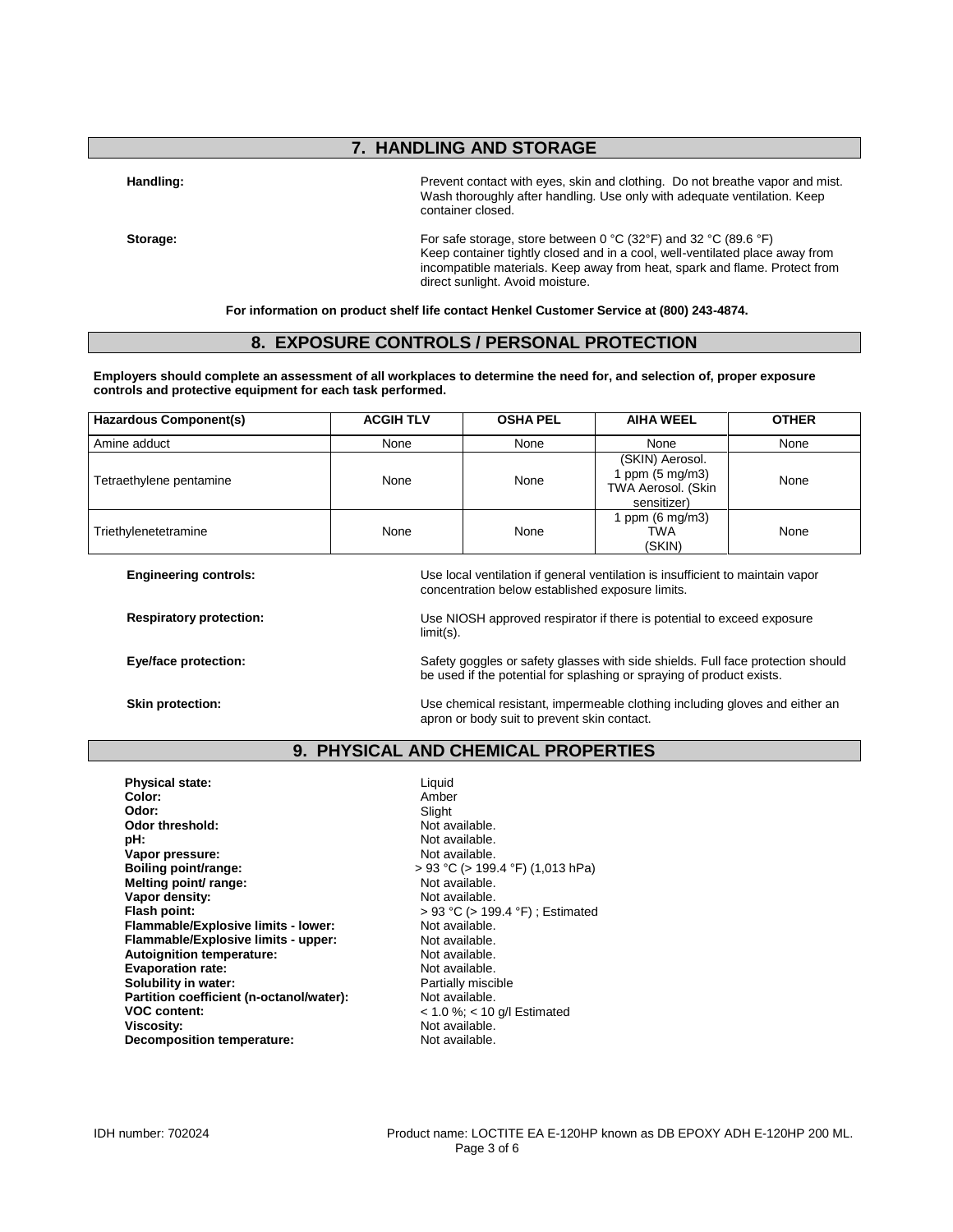## 7. HANDLING AND STORAGE

**Handling:** Prevent contact with eyes, skin and clothing. Do not breathe vapor and mist. Wash thoroughly after handling. Use only with adequate ventilation. Keep container closed.

**Storage:** For safe storage, store between 0 °C (32°F) and 32 °C (89.6 °F) Keep container tightly closed and in a cool, well-ventilated place away from incompatible materials. Keep away from heat, spark and flame. Protect from direct sunlight. Avoid moisture.

**For information on product shelf life contact Henkel Customer Service at (800) 243-4874.**

## 8. EXPOSURE CONTROLS / PERSONAL PROTECTION

**Employers should complete an assessment of all workplaces to determine the need for, and selection of, proper exposure controls and protective equipment for each task performed.**

| Hazardous Component(s) | ACGIH TLV | OSHA PEL | AIHA WEEL | OTHER |
|---|---|---|---|---|
| Amine adduct | None | None | None | None |
| Tetraethylene pentamine | None | None | (SKIN) Aerosol. 1 ppm (5 mg/m3) TWA Aerosol. (Skin sensitizer) | None |
| Triethylenetetramine | None | None | 1 ppm (6 mg/m3) TWA (SKIN) | None |

**Engineering controls:** Use local ventilation if general ventilation is insufficient to maintain vapor concentration below established exposure limits.

**Respiratory protection:** Use NIOSH approved respirator if there is potential to exceed exposure limit(s).

**Eye/face protection:** Safety goggles or safety glasses with side shields. Full face protection should be used if the potential for splashing or spraying of product exists.

**Skin protection:** Use chemical resistant, impermeable clothing including gloves and either an apron or body suit to prevent skin contact.

## 9. PHYSICAL AND CHEMICAL PROPERTIES

**Physical state:** Liquid
**Color:** Amber
**Odor:** Slight
**Odor threshold:** Not available.
**pH:** Not available.
**Vapor pressure:** Not available.
**Boiling point/range:** > 93 °C (> 199.4 °F) (1,013 hPa)
**Melting point/ range:** Not available.
**Vapor density:** Not available.
**Flash point:** > 93 °C (> 199.4 °F) ; Estimated
**Flammable/Explosive limits - lower:** Not available.
**Flammable/Explosive limits - upper:** Not available.
**Autoignition temperature:** Not available.
**Evaporation rate:** Not available.
**Solubility in water:** Partially miscible
**Partition coefficient (n-octanol/water):** Not available.
**VOC content:** < 1.0 %; < 10 g/l Estimated
**Viscosity:** Not available.
**Decomposition temperature:** Not available.

IDH number: 702024 Product name: LOCTITE EA E-120HP known as DB EPOXY ADH E-120HP 200 ML.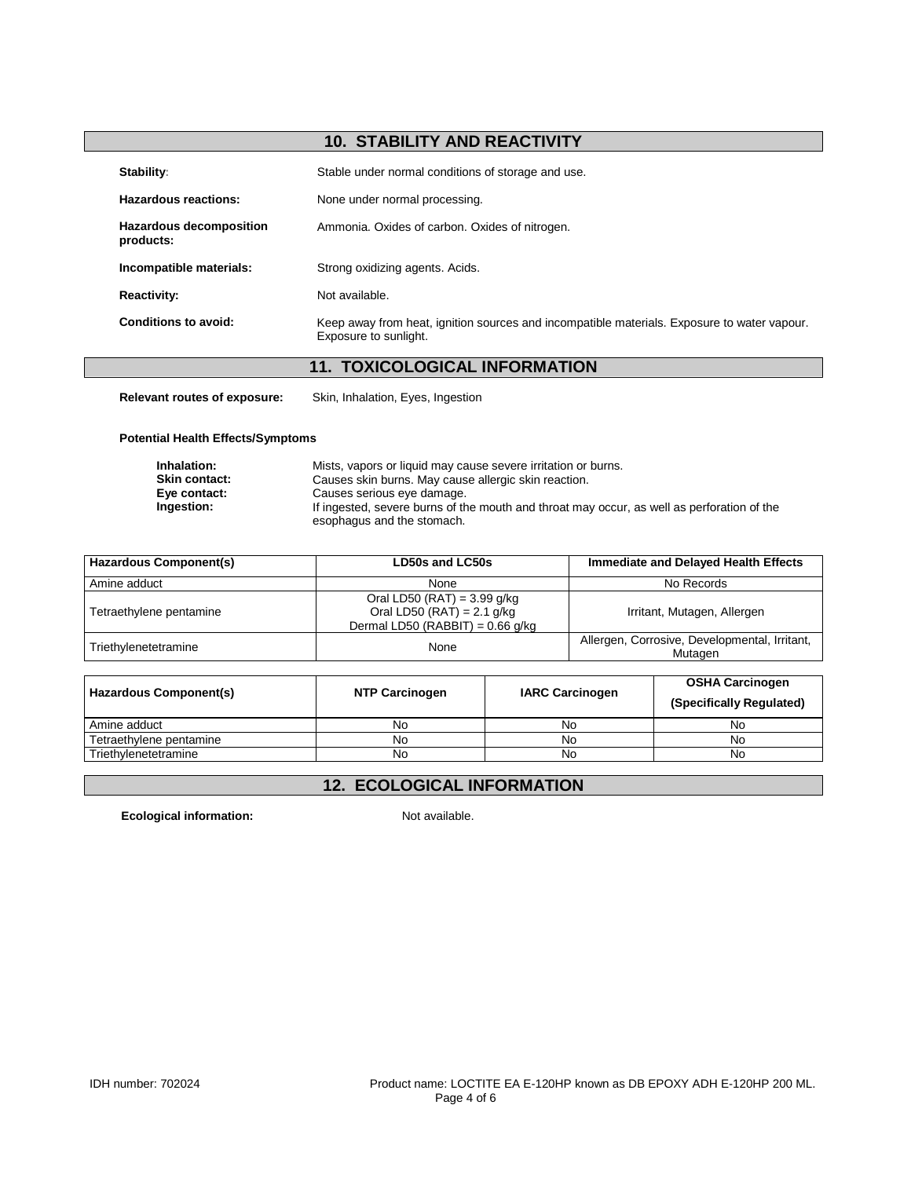## 10. STABILITY AND REACTIVITY

**Stability:** Stable under normal conditions of storage and use.

**Hazardous reactions:** None under normal processing.

**Hazardous decomposition products:** Ammonia. Oxides of carbon. Oxides of nitrogen.

**Incompatible materials:** Strong oxidizing agents. Acids.

**Reactivity:** Not available.

**Conditions to avoid:** Keep away from heat, ignition sources and incompatible materials. Exposure to water vapour. Exposure to sunlight.

## 11. TOXICOLOGICAL INFORMATION

**Relevant routes of exposure:** Skin, Inhalation, Eyes, Ingestion

**Potential Health Effects/Symptoms**

**Inhalation:** Mists, vapors or liquid may cause severe irritation or burns.
**Skin contact:** Causes skin burns. May cause allergic skin reaction.
**Eye contact:** Causes serious eye damage.
**Ingestion:** If ingested, severe burns of the mouth and throat may occur, as well as perforation of the esophagus and the stomach.

| Hazardous Component(s) | LD50s and LC50s | Immediate and Delayed Health Effects |
|---|---|---|
| Amine adduct | None | No Records |
| Tetraethylene pentamine | Oral LD50 (RAT) = 3.99 g/kg<br>Oral LD50 (RAT) = 2.1 g/kg<br>Dermal LD50 (RABBIT) = 0.66 g/kg | Irritant, Mutagen, Allergen |
| Triethylenetetramine | None | Allergen, Corrosive, Developmental, Irritant, Mutagen |

| Hazardous Component(s) | NTP Carcinogen | IARC Carcinogen | OSHA Carcinogen (Specifically Regulated) |
|---|---|---|---|
| Amine adduct | No | No | No |
| Tetraethylene pentamine | No | No | No |
| Triethylenetetramine | No | No | No |

## 12. ECOLOGICAL INFORMATION

**Ecological information:** Not available.

IDH number: 702024 Product name: LOCTITE EA E-120HP known as DB EPOXY ADH E-120HP 200 ML.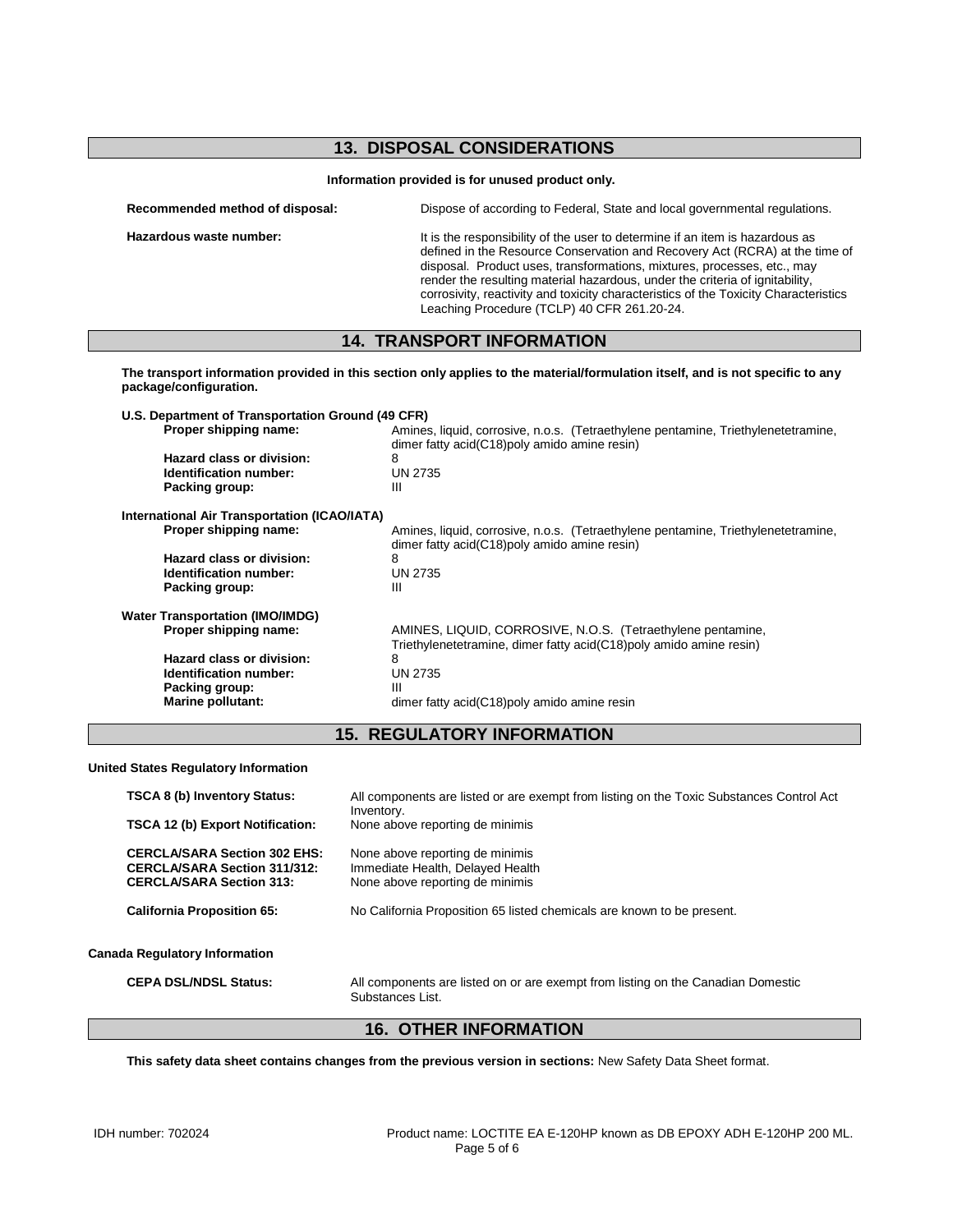## 13. DISPOSAL CONSIDERATIONS

**Information provided is for unused product only.**

**Recommended method of disposal:** Dispose of according to Federal, State and local governmental regulations.

**Hazardous waste number:** It is the responsibility of the user to determine if an item is hazardous as defined in the Resource Conservation and Recovery Act (RCRA) at the time of disposal. Product uses, transformations, mixtures, processes, etc., may render the resulting material hazardous, under the criteria of ignitability, corrosivity, reactivity and toxicity characteristics of the Toxicity Characteristics Leaching Procedure (TCLP) 40 CFR 261.20-24.

## 14. TRANSPORT INFORMATION

**The transport information provided in this section only applies to the material/formulation itself, and is not specific to any package/configuration.**

**U.S. Department of Transportation Ground (49 CFR)**

**Proper shipping name:** Amines, liquid, corrosive, n.o.s. (Tetraethylene pentamine, Triethylenetetramine, dimer fatty acid(C18)poly amido amine resin)
**Hazard class or division:** 8
**Identification number:** UN 2735
**Packing group:** III

**International Air Transportation (ICAO/IATA)**

**Proper shipping name:** Amines, liquid, corrosive, n.o.s. (Tetraethylene pentamine, Triethylenetetramine, dimer fatty acid(C18)poly amido amine resin)
**Hazard class or division:** 8
**Identification number:** UN 2735
**Packing group:** III

**Water Transportation (IMO/IMDG)**

**Proper shipping name:** AMINES, LIQUID, CORROSIVE, N.O.S. (Tetraethylene pentamine, Triethylenetetramine, dimer fatty acid(C18)poly amido amine resin)
**Hazard class or division:** 8
**Identification number:** UN 2735
**Packing group:** III
**Marine pollutant:** dimer fatty acid(C18)poly amido amine resin

## 15. REGULATORY INFORMATION

**United States Regulatory Information**

**TSCA 8 (b) Inventory Status:** All components are listed or are exempt from listing on the Toxic Substances Control Act Inventory.
**TSCA 12 (b) Export Notification:** None above reporting de minimis

**CERCLA/SARA Section 302 EHS:** None above reporting de minimis
**CERCLA/SARA Section 311/312:** Immediate Health, Delayed Health
**CERCLA/SARA Section 313:** None above reporting de minimis

**California Proposition 65:** No California Proposition 65 listed chemicals are known to be present.

**Canada Regulatory Information**

**CEPA DSL/NDSL Status:** All components are listed on or are exempt from listing on the Canadian Domestic Substances List.

## 16. OTHER INFORMATION

**This safety data sheet contains changes from the previous version in sections:** New Safety Data Sheet format.

IDH number: 702024 Product name: LOCTITE EA E-120HP known as DB EPOXY ADH E-120HP 200 ML.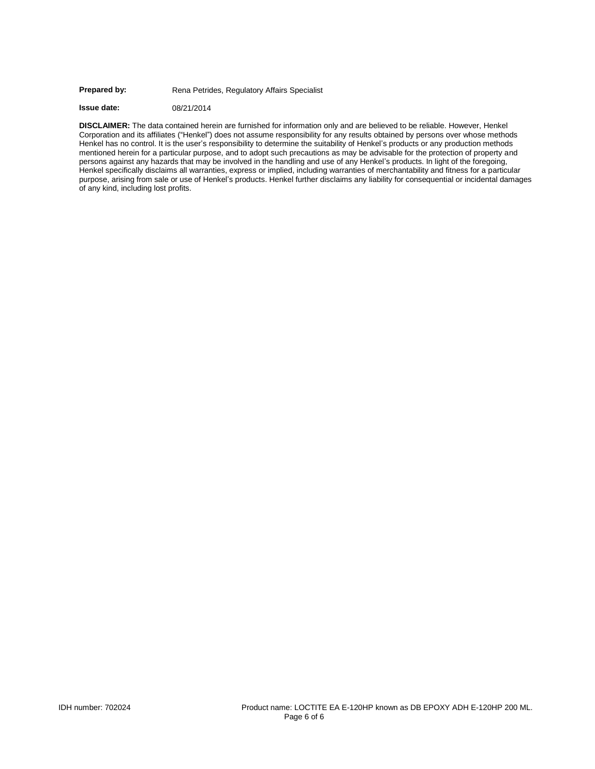**Prepared by:** Rena Petrides, Regulatory Affairs Specialist

**Issue date:** 08/21/2014

**DISCLAIMER:** The data contained herein are furnished for information only and are believed to be reliable. However, Henkel Corporation and its affiliates ("Henkel") does not assume responsibility for any results obtained by persons over whose methods Henkel has no control. It is the user's responsibility to determine the suitability of Henkel's products or any production methods mentioned herein for a particular purpose, and to adopt such precautions as may be advisable for the protection of property and persons against any hazards that may be involved in the handling and use of any Henkel's products. In light of the foregoing, Henkel specifically disclaims all warranties, express or implied, including warranties of merchantability and fitness for a particular purpose, arising from sale or use of Henkel's products. Henkel further disclaims any liability for consequential or incidental damages of any kind, including lost profits.